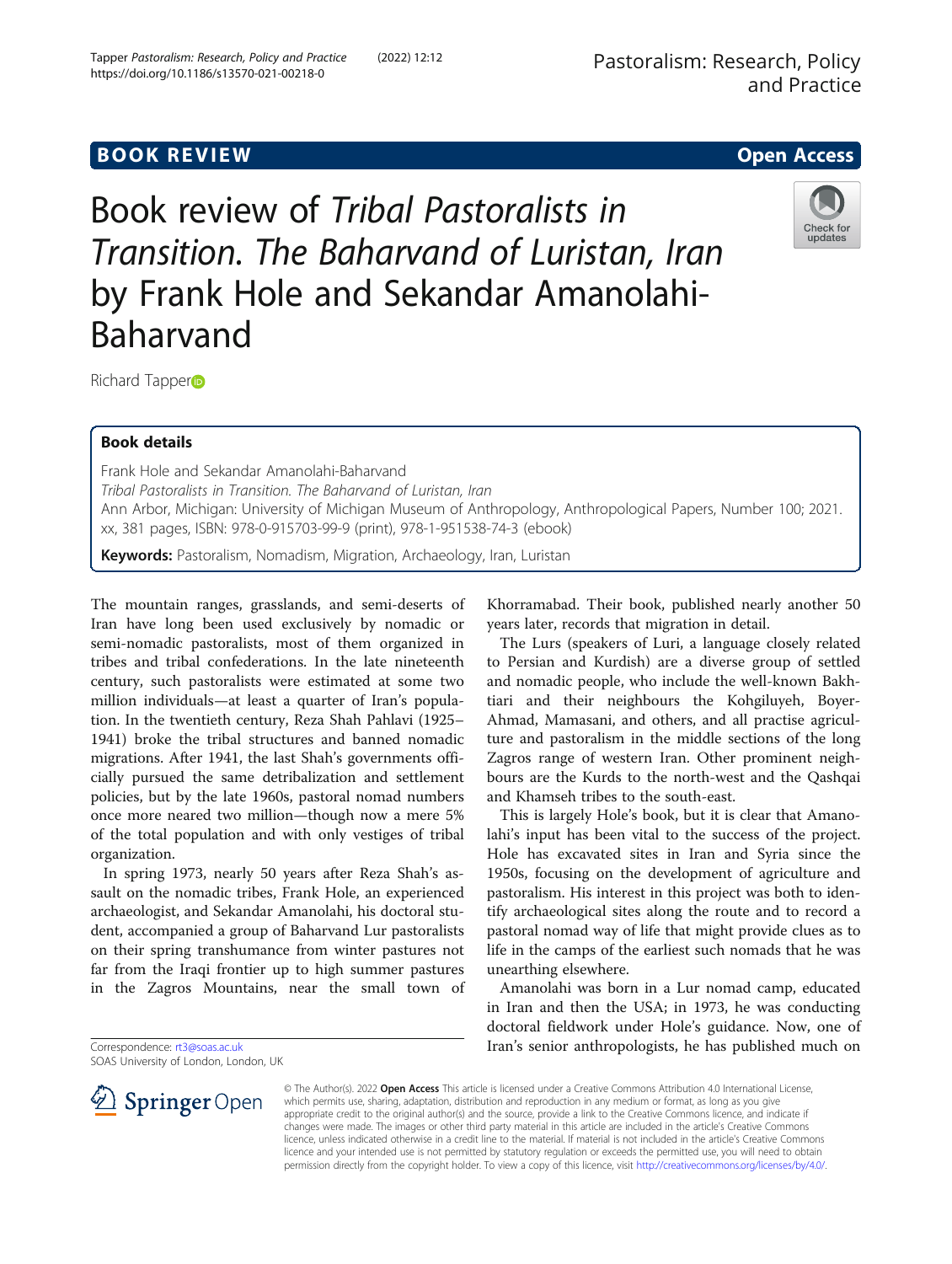BOOK REVIEW

Open Access

# Book review of *Tribal Pastoralists in Transition. The Baharvand of Luristan, Iran* by Frank Hole and Sekandar Amanolahi-Baharvand

Richard Tapper

## Book details

Frank Hole and Sekandar Amanolahi-Baharvand
*Tribal Pastoralists in Transition. The Baharvand of Luristan, Iran*
Ann Arbor, Michigan: University of Michigan Museum of Anthropology, Anthropological Papers, Number 100; 2021. xx, 381 pages, ISBN: 978-0-915703-99-9 (print), 978-1-951538-74-3 (ebook)

**Keywords:** Pastoralism, Nomadism, Migration, Archaeology, Iran, Luristan

The mountain ranges, grasslands, and semi-deserts of Iran have long been used exclusively by nomadic or semi-nomadic pastoralists, most of them organized in tribes and tribal confederations. In the late nineteenth century, such pastoralists were estimated at some two million individuals—at least a quarter of Iran's population. In the twentieth century, Reza Shah Pahlavi (1925–1941) broke the tribal structures and banned nomadic migrations. After 1941, the last Shah's governments officially pursued the same detribalization and settlement policies, but by the late 1960s, pastoral nomad numbers once more neared two million—though now a mere 5% of the total population and with only vestiges of tribal organization.

In spring 1973, nearly 50 years after Reza Shah's assault on the nomadic tribes, Frank Hole, an experienced archaeologist, and Sekandar Amanolahi, his doctoral student, accompanied a group of Baharvand Lur pastoralists on their spring transhumance from winter pastures not far from the Iraqi frontier up to high summer pastures in the Zagros Mountains, near the small town of Khorramabad. Their book, published nearly another 50 years later, records that migration in detail.

The Lurs (speakers of Luri, a language closely related to Persian and Kurdish) are a diverse group of settled and nomadic people, who include the well-known Bakhtiari and their neighbours the Kohgiluyeh, Boyer-Ahmad, Mamasani, and others, and all practise agriculture and pastoralism in the middle sections of the long Zagros range of western Iran. Other prominent neighbours are the Kurds to the north-west and the Qashqai and Khamseh tribes to the south-east.

This is largely Hole's book, but it is clear that Amanolahi's input has been vital to the success of the project. Hole has excavated sites in Iran and Syria since the 1950s, focusing on the development of agriculture and pastoralism. His interest in this project was both to identify archaeological sites along the route and to record a pastoral nomad way of life that might provide clues as to life in the camps of the earliest such nomads that he was unearthing elsewhere.

Amanolahi was born in a Lur nomad camp, educated in Iran and then the USA; in 1973, he was conducting doctoral fieldwork under Hole's guidance. Now, one of Iran's senior anthropologists, he has published much on

Correspondence: rt3@soas.ac.uk
SOAS University of London, London, UK

© The Author(s). 2022 **Open Access** This article is licensed under a Creative Commons Attribution 4.0 International License, which permits use, sharing, adaptation, distribution and reproduction in any medium or format, as long as you give appropriate credit to the original author(s) and the source, provide a link to the Creative Commons licence, and indicate if changes were made. The images or other third party material in this article are included in the article's Creative Commons licence, unless indicated otherwise in a credit line to the material. If material is not included in the article's Creative Commons licence and your intended use is not permitted by statutory regulation or exceeds the permitted use, you will need to obtain permission directly from the copyright holder. To view a copy of this licence, visit http://creativecommons.org/licenses/by/4.0/.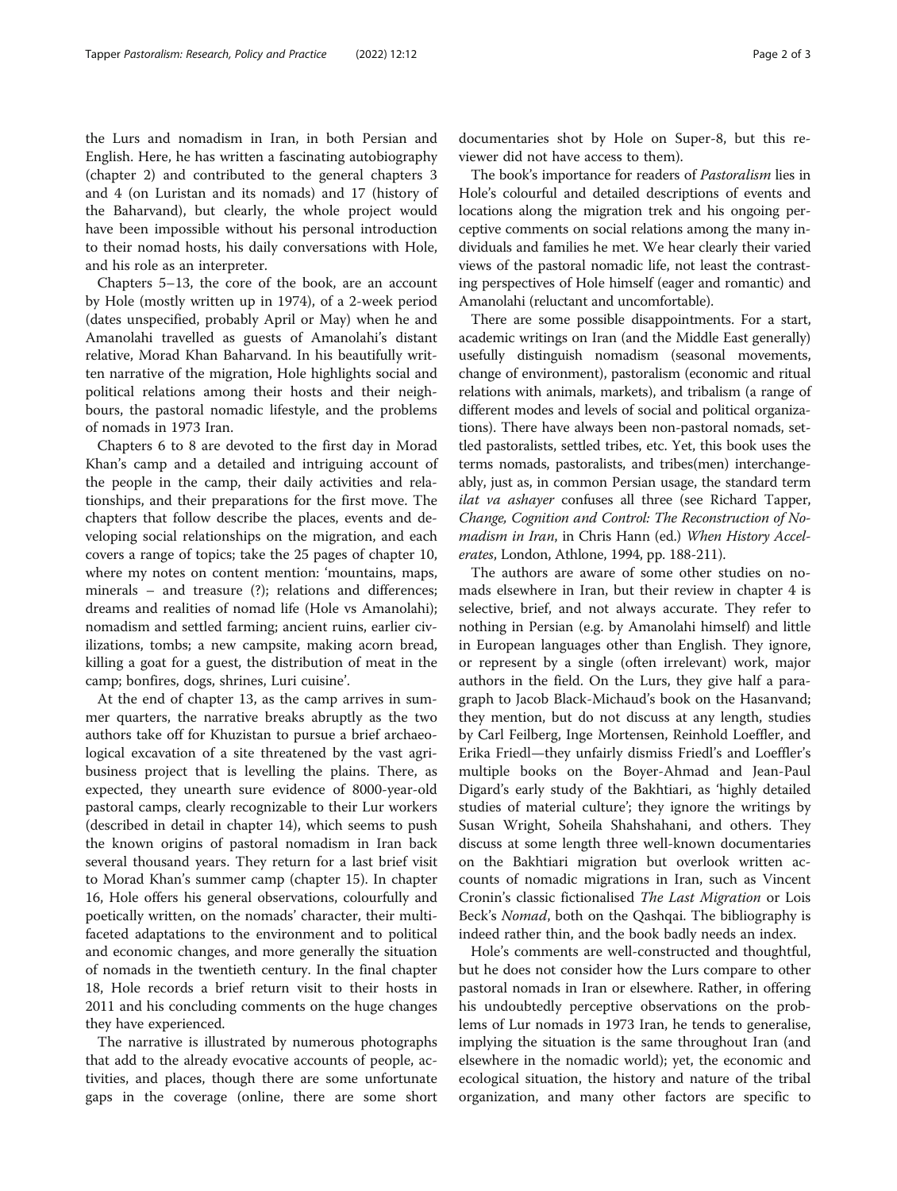the Lurs and nomadism in Iran, in both Persian and English. Here, he has written a fascinating autobiography (chapter 2) and contributed to the general chapters 3 and 4 (on Luristan and its nomads) and 17 (history of the Baharvand), but clearly, the whole project would have been impossible without his personal introduction to their nomad hosts, his daily conversations with Hole, and his role as an interpreter.

Chapters 5–13, the core of the book, are an account by Hole (mostly written up in 1974), of a 2-week period (dates unspecified, probably April or May) when he and Amanolahi travelled as guests of Amanolahi's distant relative, Morad Khan Baharvand. In his beautifully written narrative of the migration, Hole highlights social and political relations among their hosts and their neighbours, the pastoral nomadic lifestyle, and the problems of nomads in 1973 Iran.

Chapters 6 to 8 are devoted to the first day in Morad Khan's camp and a detailed and intriguing account of the people in the camp, their daily activities and relationships, and their preparations for the first move. The chapters that follow describe the places, events and developing social relationships on the migration, and each covers a range of topics; take the 25 pages of chapter 10, where my notes on content mention: 'mountains, maps, minerals – and treasure (?); relations and differences; dreams and realities of nomad life (Hole vs Amanolahi); nomadism and settled farming; ancient ruins, earlier civilizations, tombs; a new campsite, making acorn bread, killing a goat for a guest, the distribution of meat in the camp; bonfires, dogs, shrines, Luri cuisine'.

At the end of chapter 13, as the camp arrives in summer quarters, the narrative breaks abruptly as the two authors take off for Khuzistan to pursue a brief archaeological excavation of a site threatened by the vast agribusiness project that is levelling the plains. There, as expected, they unearth sure evidence of 8000-year-old pastoral camps, clearly recognizable to their Lur workers (described in detail in chapter 14), which seems to push the known origins of pastoral nomadism in Iran back several thousand years. They return for a last brief visit to Morad Khan's summer camp (chapter 15). In chapter 16, Hole offers his general observations, colourfully and poetically written, on the nomads' character, their multifaceted adaptations to the environment and to political and economic changes, and more generally the situation of nomads in the twentieth century. In the final chapter 18, Hole records a brief return visit to their hosts in 2011 and his concluding comments on the huge changes they have experienced.

The narrative is illustrated by numerous photographs that add to the already evocative accounts of people, activities, and places, though there are some unfortunate gaps in the coverage (online, there are some short documentaries shot by Hole on Super-8, but this reviewer did not have access to them).

The book's importance for readers of *Pastoralism* lies in Hole's colourful and detailed descriptions of events and locations along the migration trek and his ongoing perceptive comments on social relations among the many individuals and families he met. We hear clearly their varied views of the pastoral nomadic life, not least the contrasting perspectives of Hole himself (eager and romantic) and Amanolahi (reluctant and uncomfortable).

There are some possible disappointments. For a start, academic writings on Iran (and the Middle East generally) usefully distinguish nomadism (seasonal movements, change of environment), pastoralism (economic and ritual relations with animals, markets), and tribalism (a range of different modes and levels of social and political organizations). There have always been non-pastoral nomads, settled pastoralists, settled tribes, etc. Yet, this book uses the terms nomads, pastoralists, and tribes(men) interchangeably, just as, in common Persian usage, the standard term *ilat va ashayer* confuses all three (see Richard Tapper, *Change, Cognition and Control: The Reconstruction of Nomadism in Iran*, in Chris Hann (ed.) *When History Accelerates*, London, Athlone, 1994, pp. 188-211).

The authors are aware of some other studies on nomads elsewhere in Iran, but their review in chapter 4 is selective, brief, and not always accurate. They refer to nothing in Persian (e.g. by Amanolahi himself) and little in European languages other than English. They ignore, or represent by a single (often irrelevant) work, major authors in the field. On the Lurs, they give half a paragraph to Jacob Black-Michaud's book on the Hasanvand; they mention, but do not discuss at any length, studies by Carl Feilberg, Inge Mortensen, Reinhold Loeffler, and Erika Friedl—they unfairly dismiss Friedl's and Loeffler's multiple books on the Boyer-Ahmad and Jean-Paul Digard's early study of the Bakhtiari, as 'highly detailed studies of material culture'; they ignore the writings by Susan Wright, Soheila Shahshahani, and others. They discuss at some length three well-known documentaries on the Bakhtiari migration but overlook written accounts of nomadic migrations in Iran, such as Vincent Cronin's classic fictionalised *The Last Migration* or Lois Beck's *Nomad*, both on the Qashqai. The bibliography is indeed rather thin, and the book badly needs an index.

Hole's comments are well-constructed and thoughtful, but he does not consider how the Lurs compare to other pastoral nomads in Iran or elsewhere. Rather, in offering his undoubtedly perceptive observations on the problems of Lur nomads in 1973 Iran, he tends to generalise, implying the situation is the same throughout Iran (and elsewhere in the nomadic world); yet, the economic and ecological situation, the history and nature of the tribal organization, and many other factors are specific to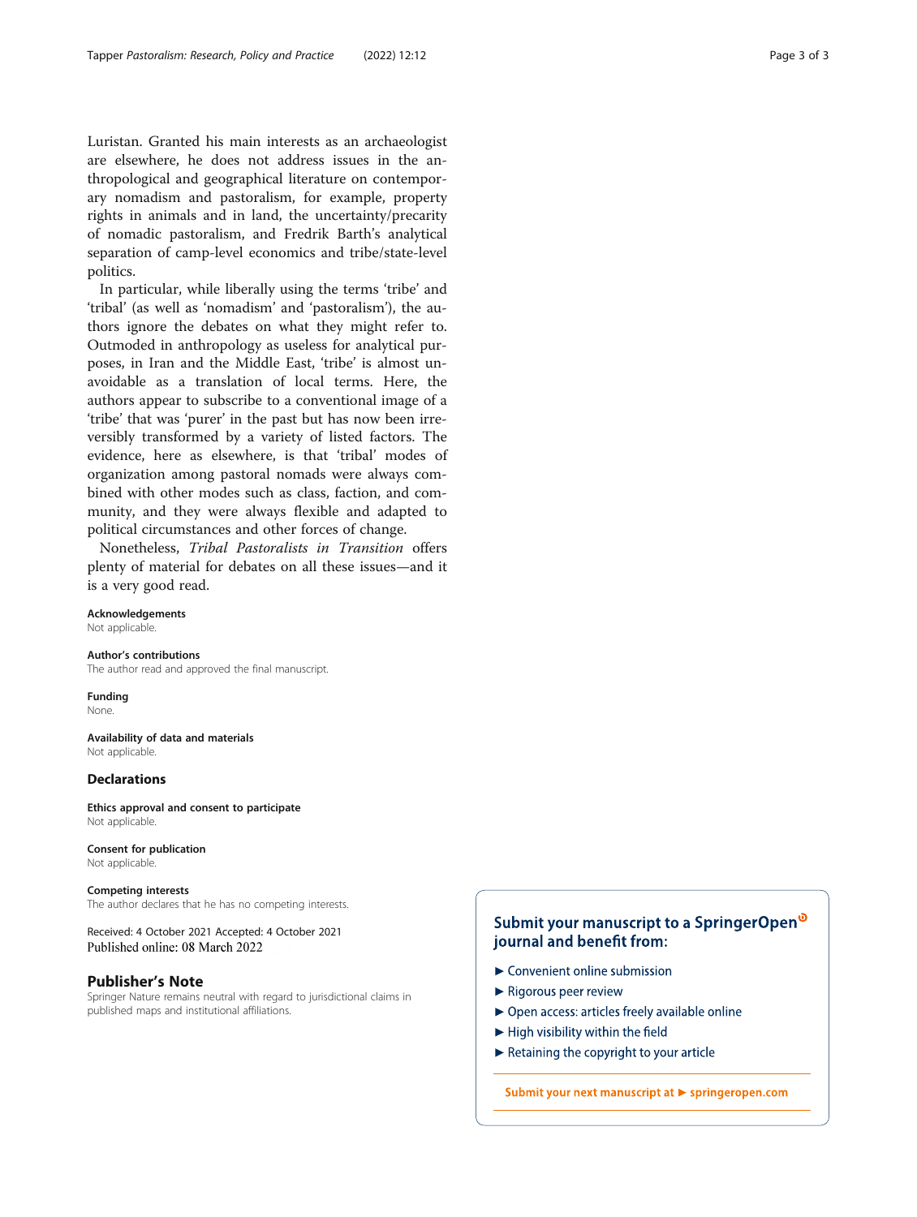Luristan. Granted his main interests as an archaeologist are elsewhere, he does not address issues in the anthropological and geographical literature on contemporary nomadism and pastoralism, for example, property rights in animals and in land, the uncertainty/precarity of nomadic pastoralism, and Fredrik Barth's analytical separation of camp-level economics and tribe/state-level politics.

In particular, while liberally using the terms 'tribe' and 'tribal' (as well as 'nomadism' and 'pastoralism'), the authors ignore the debates on what they might refer to. Outmoded in anthropology as useless for analytical purposes, in Iran and the Middle East, 'tribe' is almost unavoidable as a translation of local terms. Here, the authors appear to subscribe to a conventional image of a 'tribe' that was 'purer' in the past but has now been irreversibly transformed by a variety of listed factors. The evidence, here as elsewhere, is that 'tribal' modes of organization among pastoral nomads were always combined with other modes such as class, faction, and community, and they were always flexible and adapted to political circumstances and other forces of change.

Nonetheless, *Tribal Pastoralists in Transition* offers plenty of material for debates on all these issues—and it is a very good read.

**Acknowledgements**
Not applicable.

**Author's contributions**
The author read and approved the final manuscript.

**Funding**
None.

**Availability of data and materials**
Not applicable.

## Declarations

**Ethics approval and consent to participate**
Not applicable.

**Consent for publication**
Not applicable.

**Competing interests**
The author declares that he has no competing interests.

Received: 4 October 2021 Accepted: 4 October 2021
Published online: 08 March 2022

## Publisher's Note

Springer Nature remains neutral with regard to jurisdictional claims in published maps and institutional affiliations.

**Submit your manuscript to a SpringerOpen journal and benefit from:**

- Convenient online submission
- Rigorous peer review
- Open access: articles freely available online
- High visibility within the field
- Retaining the copyright to your article

**Submit your next manuscript at ▶ springeropen.com**